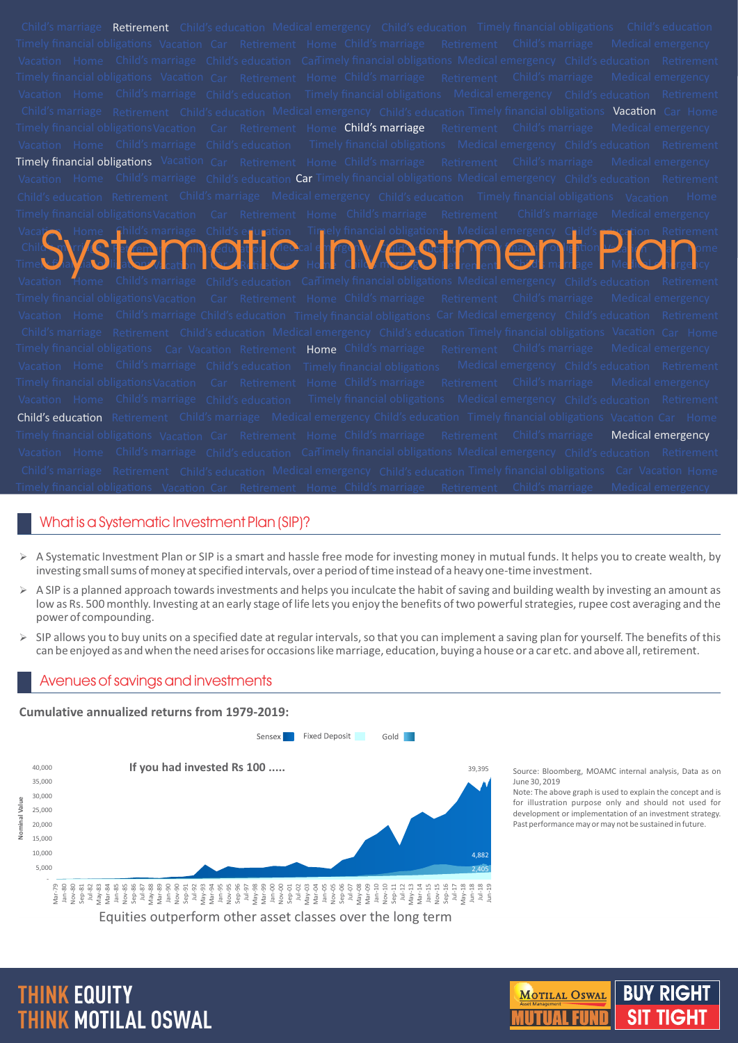# Systematic Investment Plan

## What is a Systematic Investment Plan (SIP)?

- A Systematic Investment Plan or SIP is a smart and hassle free mode for investing money in mutual funds. It helps you to create wealth, by investing small sums of money at specified intervals, over a period of time instead of a heavy one-time investment.
- A SIP is a planned approach towards investments and helps you inculcate the habit of saving and building wealth by investing an amount as low as Rs. 500 monthly. Investing at an early stage of life lets you enjoy the benefits of two powerful strategies, rupee cost averaging and the power of compounding.
- SIP allows you to buy units on a specified date at regular intervals, so that you can implement a saving plan for yourself. The benefits of this can be enjoyed as and when the need arises for occasions like marriage, education, buying a house or a car etc. and above all, retirement.

## Avenues of savings and investments

**Cumulative annualized returns from 1979-2019:**

Sensex | Fixed Deposit | Gold

If you had invested Rs 100 .....

39,395

4,882

2,405

Equities outperform other asset classes over the long term

Source: Bloomberg, MOAMC internal analysis, Data as on June 30, 2019

Note: The above graph is used to explain the concept and is for illustration purpose only and should not used for development or implementation of an investment strategy. Past performance may or may not be sustained in future.

THINK EQUITY THINK MOTILAL OSWAL

MOTILAL OSWAL Asset Management MUTUAL FUND — BUY RIGHT SIT TIGHT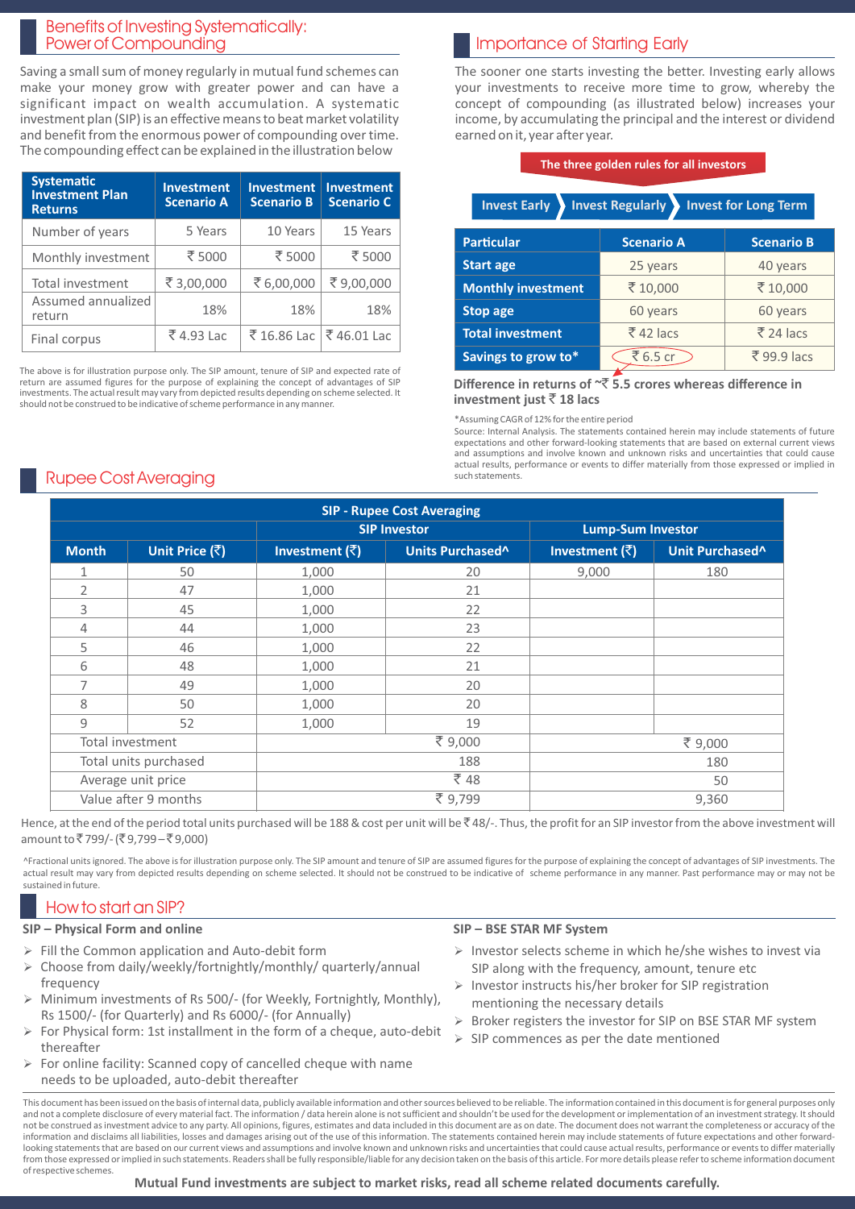## Benefits of Investing Systematically: Power of Compounding

Saving a small sum of money regularly in mutual fund schemes can make your money grow with greater power and can have a significant impact on wealth accumulation. A systematic investment plan (SIP) is an effective means to beat market volatility and benefit from the enormous power of compounding over time. The compounding effect can be explained in the illustration below

| Systematic Investment Plan Returns | Investment Scenario A | Investment Scenario B | Investment Scenario C |
|---|---|---|---|
| Number of years | 5 Years | 10 Years | 15 Years |
| Monthly investment | ₹ 5000 | ₹ 5000 | ₹ 5000 |
| Total investment | ₹ 3,00,000 | ₹ 6,00,000 | ₹ 9,00,000 |
| Assumed annualized return | 18% | 18% | 18% |
| Final corpus | ₹ 4.93 Lac | ₹ 16.86 Lac | ₹ 46.01 Lac |

The above is for illustration purpose only. The SIP amount, tenure of SIP and expected rate of return are assumed figures for the purpose of explaining the concept of advantages of SIP investments. The actual result may vary from depicted results depending on scheme selected. It should not be construed to be indicative of scheme performance in any manner.

## Importance of Starting Early

The sooner one starts investing the better. Investing early allows your investments to receive more time to grow, whereby the concept of compounding (as illustrated below) increases your income, by accumulating the principal and the interest or dividend earned on it, year after year.

**The three golden rules for all investors**

**Invest Early** › **Invest Regularly** › **Invest for Long Term**

| Particular | Scenario A | Scenario B |
|---|---|---|
| Start age | 25 years | 40 years |
| Monthly investment | ₹ 10,000 | ₹ 10,000 |
| Stop age | 60 years | 60 years |
| Total investment | ₹ 42 lacs | ₹ 24 lacs |
| Savings to grow to* | ₹ 6.5 cr | ₹ 99.9 lacs |

**Difference in returns of ~₹ 5.5 crores whereas difference in investment just ₹ 18 lacs**

*Assuming CAGR of 12% for the entire period

Source: Internal Analysis. The statements contained herein may include statements of future expectations and other forward-looking statements that are based on external current views and assumptions and involve known and unknown risks and uncertainties that could cause actual results, performance or events to differ materially from those expressed or implied in such statements.

## Rupee Cost Averaging

| SIP - Rupee Cost Averaging | | | | | |
|---|---|---|---|---|---|
| | | SIP Investor | | Lump-Sum Investor | |
| Month | Unit Price (₹) | Investment (₹) | Units Purchased^ | Investment (₹) | Unit Purchased^ |
| 1 | 50 | 1,000 | 20 | 9,000 | 180 |
| 2 | 47 | 1,000 | 21 | | |
| 3 | 45 | 1,000 | 22 | | |
| 4 | 44 | 1,000 | 23 | | |
| 5 | 46 | 1,000 | 22 | | |
| 6 | 48 | 1,000 | 21 | | |
| 7 | 49 | 1,000 | 20 | | |
| 8 | 50 | 1,000 | 20 | | |
| 9 | 52 | 1,000 | 19 | | |
| Total investment | | ₹ 9,000 | | ₹ 9,000 | |
| Total units purchased | | 188 | | 180 | |
| Average unit price | | ₹ 48 | | 50 | |
| Value after 9 months | | ₹ 9,799 | | 9,360 | |

Hence, at the end of the period total units purchased will be 188 & cost per unit will be ₹ 48/-. Thus, the profit for an SIP investor from the above investment will amount to ₹ 799/- (₹ 9,799 – ₹ 9,000)

^Fractional units ignored. The above is for illustration purpose only. The SIP amount and tenure of SIP are assumed figures for the purpose of explaining the concept of advantages of SIP investments. The actual result may vary from depicted results depending on scheme selected. It should not be construed to be indicative of scheme performance in any manner. Past performance may or may not be sustained in future.

## How to start an SIP?

### SIP – Physical Form and online

- Fill the Common application and Auto-debit form
- Choose from daily/weekly/fortnightly/monthly/ quarterly/annual frequency
- Minimum investments of Rs 500/- (for Weekly, Fortnightly, Monthly), Rs 1500/- (for Quarterly) and Rs 6000/- (for Annually)
- For Physical form: 1st installment in the form of a cheque, auto-debit thereafter
- For online facility: Scanned copy of cancelled cheque with name needs to be uploaded, auto-debit thereafter

### SIP – BSE STAR MF System

- Investor selects scheme in which he/she wishes to invest via SIP along with the frequency, amount, tenure etc
- Investor instructs his/her broker for SIP registration mentioning the necessary details
- Broker registers the investor for SIP on BSE STAR MF system
- SIP commences as per the date mentioned

This document has been issued on the basis of internal data, publicly available information and other sources believed to be reliable. The information contained in this document is for general purposes only and not a complete disclosure of every material fact. The information / data herein alone is not sufficient and shouldn't be used for the development or implementation of an investment strategy. It should not be construed as investment advice to any party. All opinions, figures, estimates and data included in this document are as on date. The document does not warrant the completeness or accuracy of the information and disclaims all liabilities, losses and damages arising out of the use of this information. The statements contained herein may include statements of future expectations and other forward-looking statements that are based on our current views and assumptions and involve known and unknown risks and uncertainties that could cause actual results, performance or events to differ materially from those expressed or implied in such statements. Readers shall be fully responsible/liable for any decision taken on the basis of this article. For more details please refer to scheme information document of respective schemes.

**Mutual Fund investments are subject to market risks, read all scheme related documents carefully.**